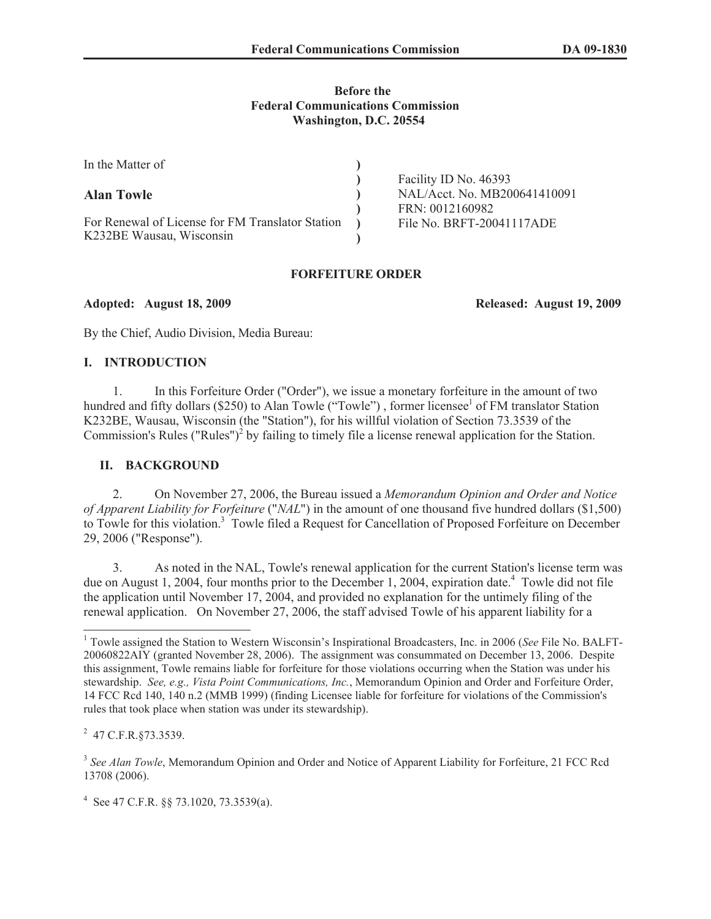**Before the**
**Federal Communications Commission**
**Washington, D.C. 20554**

| | |
|---|---|
| In the Matter of<br><br>**Alan Towle**<br><br>For Renewal of License for FM Translator Station K232BE Wausau, Wisconsin | Facility ID No. 46393<br>NAL/Acct. No. MB200641410091<br>FRN: 0012160982<br>File No. BRFT-20041117ADE |

## FORFEITURE ORDER

**Adopted: August 18, 2009** **Released: August 19, 2009**

By the Chief, Audio Division, Media Bureau:

## I. INTRODUCTION

1. In this Forfeiture Order ("Order"), we issue a monetary forfeiture in the amount of two hundred and fifty dollars ($250) to Alan Towle ("Towle") , former licensee[1] of FM translator Station K232BE, Wausau, Wisconsin (the "Station"), for his willful violation of Section 73.3539 of the Commission's Rules ("Rules")[2] by failing to timely file a license renewal application for the Station.

## II. BACKGROUND

2. On November 27, 2006, the Bureau issued a *Memorandum Opinion and Order and Notice of Apparent Liability for Forfeiture* ("*NAL*") in the amount of one thousand five hundred dollars ($1,500) to Towle for this violation.[3] Towle filed a Request for Cancellation of Proposed Forfeiture on December 29, 2006 ("Response").

3. As noted in the NAL, Towle's renewal application for the current Station's license term was due on August 1, 2004, four months prior to the December 1, 2004, expiration date.[4] Towle did not file the application until November 17, 2004, and provided no explanation for the untimely filing of the renewal application. On November 27, 2006, the staff advised Towle of his apparent liability for a

---

[1] Towle assigned the Station to Western Wisconsin's Inspirational Broadcasters, Inc. in 2006 (*See* File No. BALFT-20060822AIY (granted November 28, 2006). The assignment was consummated on December 13, 2006. Despite this assignment, Towle remains liable for forfeiture for those violations occurring when the Station was under his stewardship. *See, e.g., Vista Point Communications, Inc.*, Memorandum Opinion and Order and Forfeiture Order, 14 FCC Rcd 140, 140 n.2 (MMB 1999) (finding Licensee liable for forfeiture for violations of the Commission's rules that took place when station was under its stewardship).

[2] 47 C.F.R.§73.3539.

[3] *See Alan Towle*, Memorandum Opinion and Order and Notice of Apparent Liability for Forfeiture, 21 FCC Rcd 13708 (2006).

[4] See 47 C.F.R. §§ 73.1020, 73.3539(a).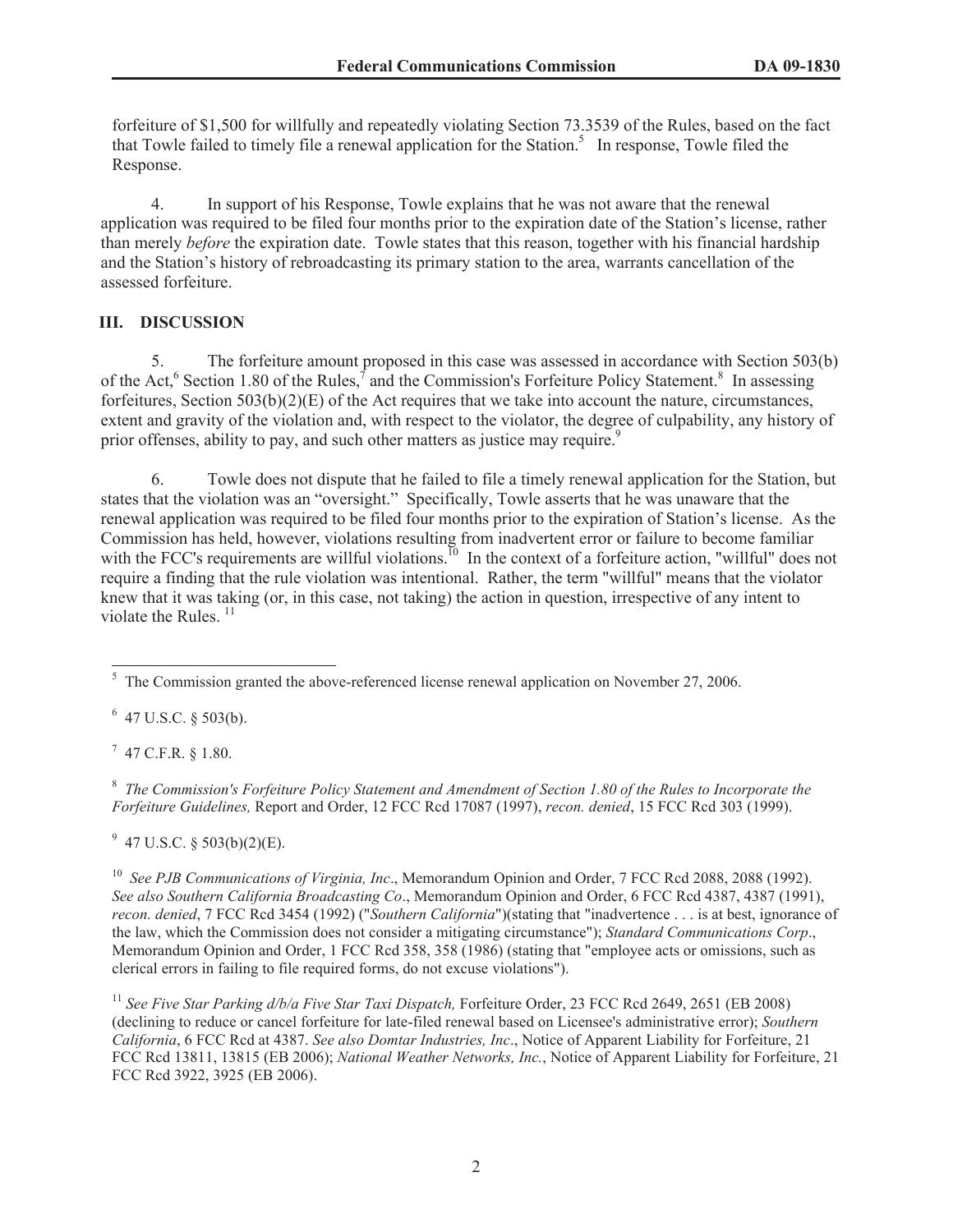forfeiture of $1,500 for willfully and repeatedly violating Section 73.3539 of the Rules, based on the fact that Towle failed to timely file a renewal application for the Station.[5] In response, Towle filed the Response.

4. In support of his Response, Towle explains that he was not aware that the renewal application was required to be filed four months prior to the expiration date of the Station's license, rather than merely *before* the expiration date. Towle states that this reason, together with his financial hardship and the Station's history of rebroadcasting its primary station to the area, warrants cancellation of the assessed forfeiture.

## III. DISCUSSION

5. The forfeiture amount proposed in this case was assessed in accordance with Section 503(b) of the Act,[6] Section 1.80 of the Rules,[7] and the Commission's Forfeiture Policy Statement.[8] In assessing forfeitures, Section 503(b)(2)(E) of the Act requires that we take into account the nature, circumstances, extent and gravity of the violation and, with respect to the violator, the degree of culpability, any history of prior offenses, ability to pay, and such other matters as justice may require.[9]

6. Towle does not dispute that he failed to file a timely renewal application for the Station, but states that the violation was an "oversight." Specifically, Towle asserts that he was unaware that the renewal application was required to be filed four months prior to the expiration of Station's license. As the Commission has held, however, violations resulting from inadvertent error or failure to become familiar with the FCC's requirements are willful violations.[10] In the context of a forfeiture action, "willful" does not require a finding that the rule violation was intentional. Rather, the term "willful" means that the violator knew that it was taking (or, in this case, not taking) the action in question, irrespective of any intent to violate the Rules.[11]

---

[5] The Commission granted the above-referenced license renewal application on November 27, 2006.

[6] 47 U.S.C. § 503(b).

[7] 47 C.F.R. § 1.80.

[8] *The Commission's Forfeiture Policy Statement and Amendment of Section 1.80 of the Rules to Incorporate the Forfeiture Guidelines,* Report and Order, 12 FCC Rcd 17087 (1997), *recon. denied*, 15 FCC Rcd 303 (1999).

[9] 47 U.S.C. § 503(b)(2)(E).

[10] *See PJB Communications of Virginia, Inc*., Memorandum Opinion and Order, 7 FCC Rcd 2088, 2088 (1992). *See also Southern California Broadcasting Co*., Memorandum Opinion and Order, 6 FCC Rcd 4387, 4387 (1991), *recon. denied*, 7 FCC Rcd 3454 (1992) ("*Southern California*")(stating that "inadvertence . . . is at best, ignorance of the law, which the Commission does not consider a mitigating circumstance"); *Standard Communications Corp*., Memorandum Opinion and Order, 1 FCC Rcd 358, 358 (1986) (stating that "employee acts or omissions, such as clerical errors in failing to file required forms, do not excuse violations").

[11] *See Five Star Parking d/b/a Five Star Taxi Dispatch,* Forfeiture Order, 23 FCC Rcd 2649, 2651 (EB 2008) (declining to reduce or cancel forfeiture for late-filed renewal based on Licensee's administrative error); *Southern California*, 6 FCC Rcd at 4387. *See also Domtar Industries, Inc*., Notice of Apparent Liability for Forfeiture, 21 FCC Rcd 13811, 13815 (EB 2006); *National Weather Networks, Inc.*, Notice of Apparent Liability for Forfeiture, 21 FCC Rcd 3922, 3925 (EB 2006).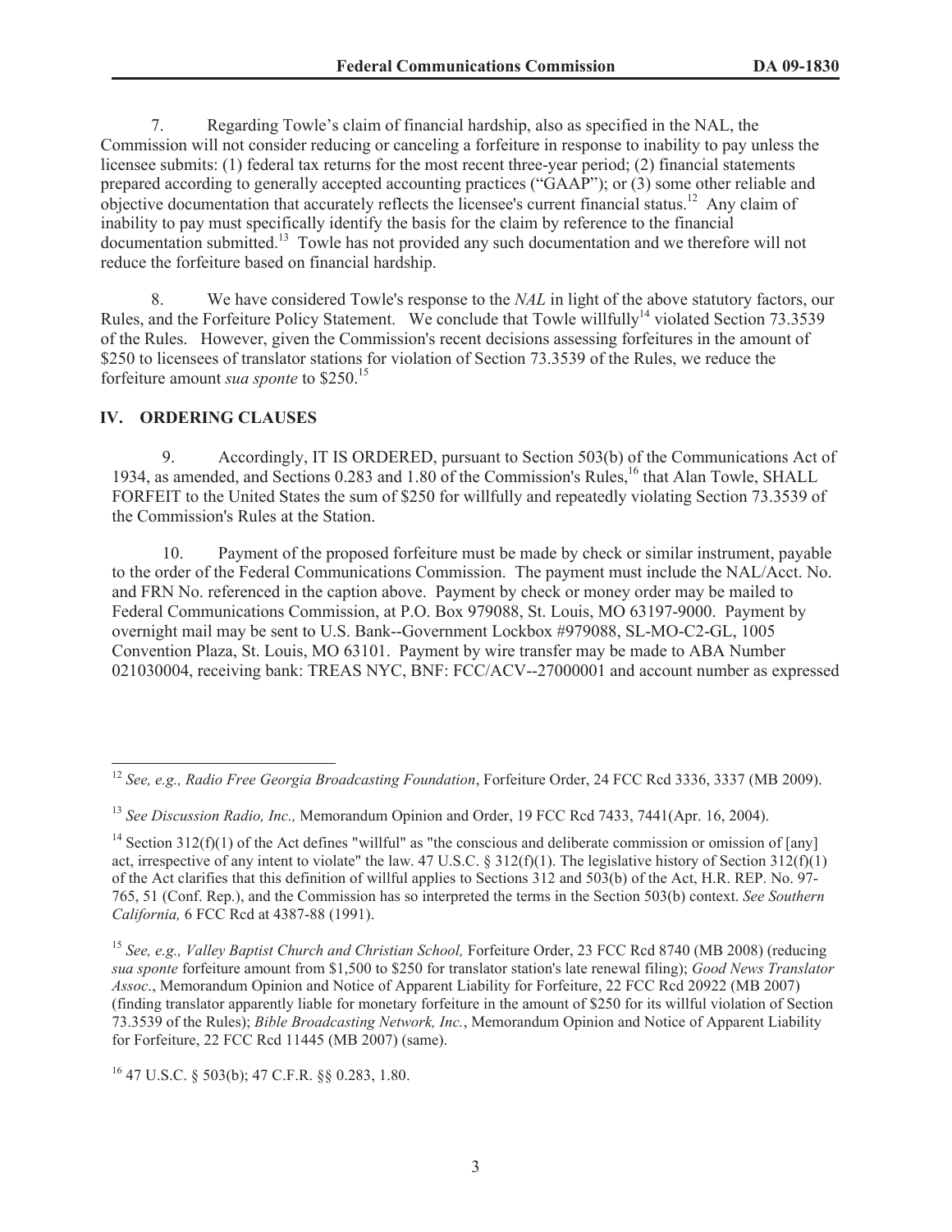7. Regarding Towle's claim of financial hardship, also as specified in the NAL, the Commission will not consider reducing or canceling a forfeiture in response to inability to pay unless the licensee submits: (1) federal tax returns for the most recent three-year period; (2) financial statements prepared according to generally accepted accounting practices ("GAAP"); or (3) some other reliable and objective documentation that accurately reflects the licensee's current financial status.[12] Any claim of inability to pay must specifically identify the basis for the claim by reference to the financial documentation submitted.[13] Towle has not provided any such documentation and we therefore will not reduce the forfeiture based on financial hardship.

8. We have considered Towle's response to the *NAL* in light of the above statutory factors, our Rules, and the Forfeiture Policy Statement. We conclude that Towle willfully[14] violated Section 73.3539 of the Rules. However, given the Commission's recent decisions assessing forfeitures in the amount of \$250 to licensees of translator stations for violation of Section 73.3539 of the Rules, we reduce the forfeiture amount *sua sponte* to \$250.[15]

## IV. ORDERING CLAUSES

9. Accordingly, IT IS ORDERED, pursuant to Section 503(b) of the Communications Act of 1934, as amended, and Sections 0.283 and 1.80 of the Commission's Rules,[16] that Alan Towle, SHALL FORFEIT to the United States the sum of \$250 for willfully and repeatedly violating Section 73.3539 of the Commission's Rules at the Station.

10. Payment of the proposed forfeiture must be made by check or similar instrument, payable to the order of the Federal Communications Commission. The payment must include the NAL/Acct. No. and FRN No. referenced in the caption above. Payment by check or money order may be mailed to Federal Communications Commission, at P.O. Box 979088, St. Louis, MO 63197-9000. Payment by overnight mail may be sent to U.S. Bank--Government Lockbox #979088, SL-MO-C2-GL, 1005 Convention Plaza, St. Louis, MO 63101. Payment by wire transfer may be made to ABA Number 021030004, receiving bank: TREAS NYC, BNF: FCC/ACV--27000001 and account number as expressed

---

[12] *See, e.g., Radio Free Georgia Broadcasting Foundation*, Forfeiture Order, 24 FCC Rcd 3336, 3337 (MB 2009).

[13] *See Discussion Radio, Inc.,* Memorandum Opinion and Order, 19 FCC Rcd 7433, 7441(Apr. 16, 2004).

[14] Section 312(f)(1) of the Act defines "willful" as "the conscious and deliberate commission or omission of [any] act, irrespective of any intent to violate" the law. 47 U.S.C. § 312(f)(1). The legislative history of Section 312(f)(1) of the Act clarifies that this definition of willful applies to Sections 312 and 503(b) of the Act, H.R. REP. No. 97-765, 51 (Conf. Rep.), and the Commission has so interpreted the terms in the Section 503(b) context. *See Southern California,* 6 FCC Rcd at 4387-88 (1991).

[15] *See, e.g., Valley Baptist Church and Christian School,* Forfeiture Order, 23 FCC Rcd 8740 (MB 2008) (reducing *sua sponte* forfeiture amount from \$1,500 to \$250 for translator station's late renewal filing); *Good News Translator Assoc*., Memorandum Opinion and Notice of Apparent Liability for Forfeiture, 22 FCC Rcd 20922 (MB 2007) (finding translator apparently liable for monetary forfeiture in the amount of \$250 for its willful violation of Section 73.3539 of the Rules); *Bible Broadcasting Network, Inc.*, Memorandum Opinion and Notice of Apparent Liability for Forfeiture, 22 FCC Rcd 11445 (MB 2007) (same).

[16] 47 U.S.C. § 503(b); 47 C.F.R. §§ 0.283, 1.80.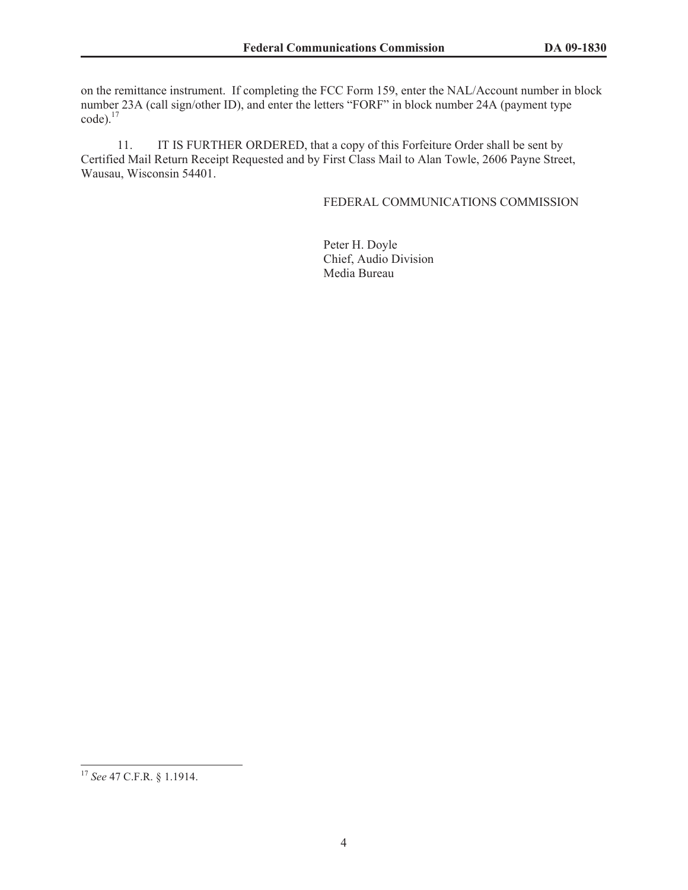on the remittance instrument. If completing the FCC Form 159, enter the NAL/Account number in block number 23A (call sign/other ID), and enter the letters "FORF" in block number 24A (payment type code).[17]

11. IT IS FURTHER ORDERED, that a copy of this Forfeiture Order shall be sent by Certified Mail Return Receipt Requested and by First Class Mail to Alan Towle, 2606 Payne Street, Wausau, Wisconsin 54401.

FEDERAL COMMUNICATIONS COMMISSION

Peter H. Doyle
Chief, Audio Division
Media Bureau

---

[17] *See* 47 C.F.R. § 1.1914.